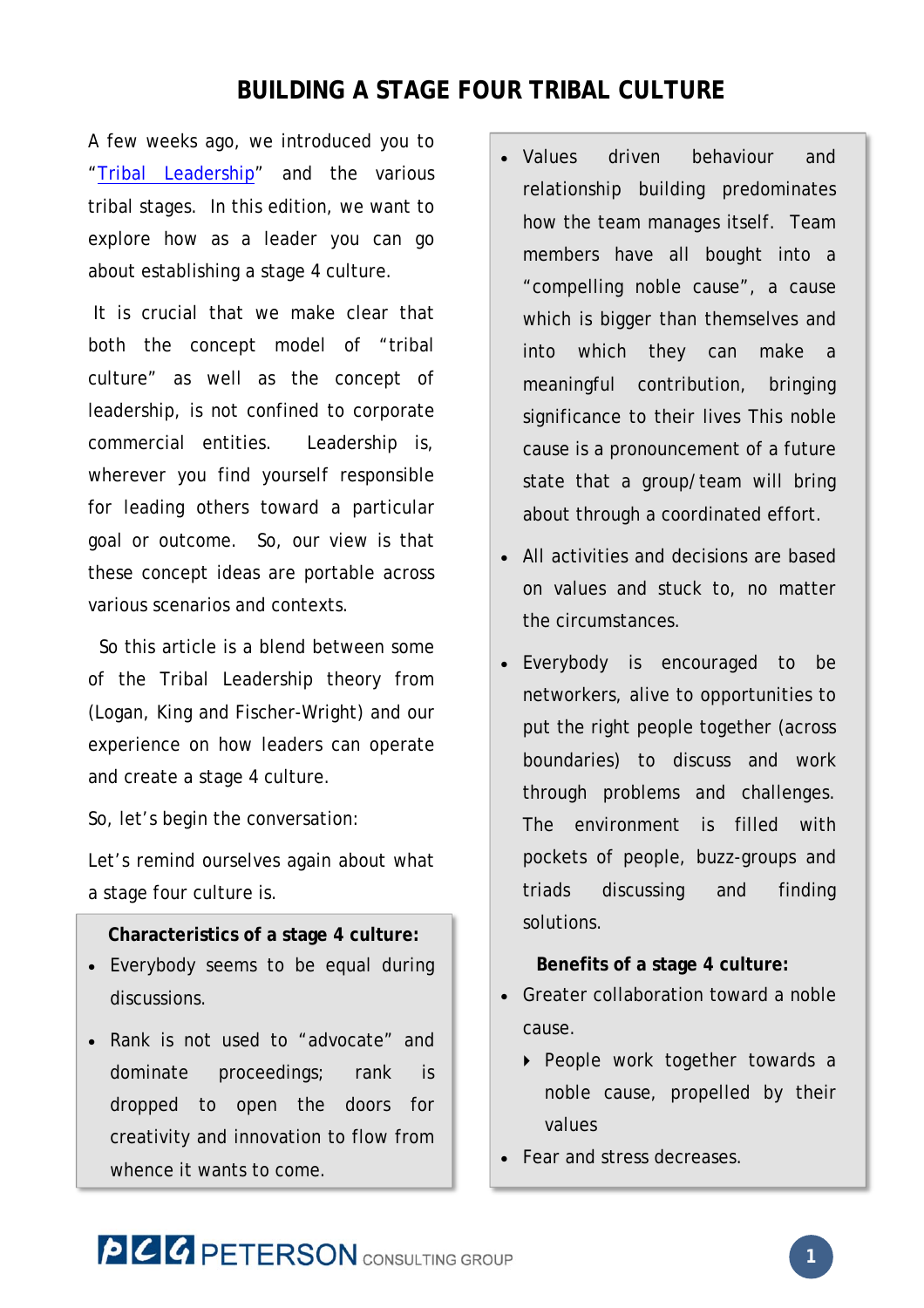# BUILDING A STAGE FOUR TRIBAL CULTURE

A few weeks ago, we introduced you to "Tribal Leadership" and the various tribal stages. In this edition, we want to explore how as a leader you can go about establishing a stage 4 culture.

It is crucial that we make clear that both the concept model of "tribal culture" as well as the concept of leadership, is not confined to corporate commercial entities. Leadership is, wherever you find yourself responsible for leading others toward a particular goal or outcome. So, our view is that these concept ideas are portable across various scenarios and contexts.

So this article is a blend between some of the Tribal Leadership theory from (Logan, King and Fischer-Wright) and our experience on how leaders can operate and create a stage 4 culture.

So, let's begin the conversation:

Let's remind ourselves again about what a stage four culture is.

**Characteristics of a stage 4 culture:**

- Everybody seems to be equal during discussions.
- Rank is not used to "advocate" and dominate proceedings; rank is dropped to open the doors for creativity and innovation to flow from whence it wants to come.
- Values driven behaviour and relationship building predominates how the team manages itself. Team members have all bought into a "compelling noble cause", a cause which is bigger than themselves and into which they can make a meaningful contribution, bringing significance to their lives This noble cause is a pronouncement of a future state that a group/team will bring about through a coordinated effort.
- All activities and decisions are based on values and stuck to, no matter the circumstances.
- Everybody is encouraged to be networkers, alive to opportunities to put the right people together (across boundaries) to discuss and work through problems and challenges. The environment is filled with pockets of people, buzz-groups and triads discussing and finding solutions.

**Benefits of a stage 4 culture:**

- Greater collaboration toward a noble cause.
  - People work together towards a noble cause, propelled by their values
- Fear and stress decreases.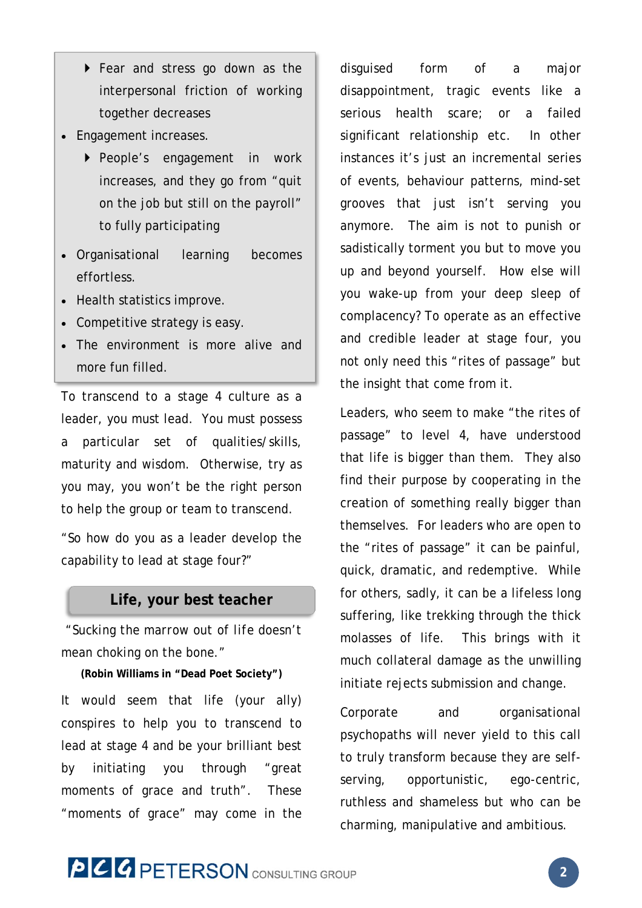- Fear and stress go down as the interpersonal friction of working together decreases
- Engagement increases.
    - People's engagement in work increases, and they go from "quit on the job but still on the payroll" to fully participating
- Organisational learning becomes effortless.
- Health statistics improve.
- Competitive strategy is easy.
- The environment is more alive and more fun filled.

To transcend to a stage 4 culture as a leader, you must lead. You must possess a particular set of qualities/skills, maturity and wisdom. Otherwise, try as you may, you won't be the right person to help the group or team to transcend.

"So how do you as a leader develop the capability to lead at stage four?"

## Life, your best teacher

"Sucking the marrow out of life doesn't mean choking on the bone."

**(Robin Williams in "Dead Poet Society")**

It would seem that life (your ally) conspires to help you to transcend to lead at stage 4 and be your brilliant best by initiating you through "great moments of grace and truth". These "moments of grace" may come in the disguised form of a major disappointment, tragic events like a serious health scare; or a failed significant relationship etc. In other instances it's just an incremental series of events, behaviour patterns, mind-set grooves that just isn't serving you anymore. The aim is not to punish or sadistically torment you but to move you up and beyond yourself. How else will you wake-up from your deep sleep of complacency? To operate as an effective and credible leader at stage four, you not only need this "rites of passage" but the insight that come from it.

Leaders, who seem to make "the rites of passage" to level 4, have understood that life is bigger than them. They also find their purpose by cooperating in the creation of something really bigger than themselves. For leaders who are open to the "rites of passage" it can be painful, quick, dramatic, and redemptive. While for others, sadly, it can be a lifeless long suffering, like trekking through the thick molasses of life. This brings with it much collateral damage as the unwilling initiate rejects submission and change.

Corporate and organisational psychopaths will never yield to this call to truly transform because they are self-serving, opportunistic, ego-centric, ruthless and shameless but who can be charming, manipulative and ambitious.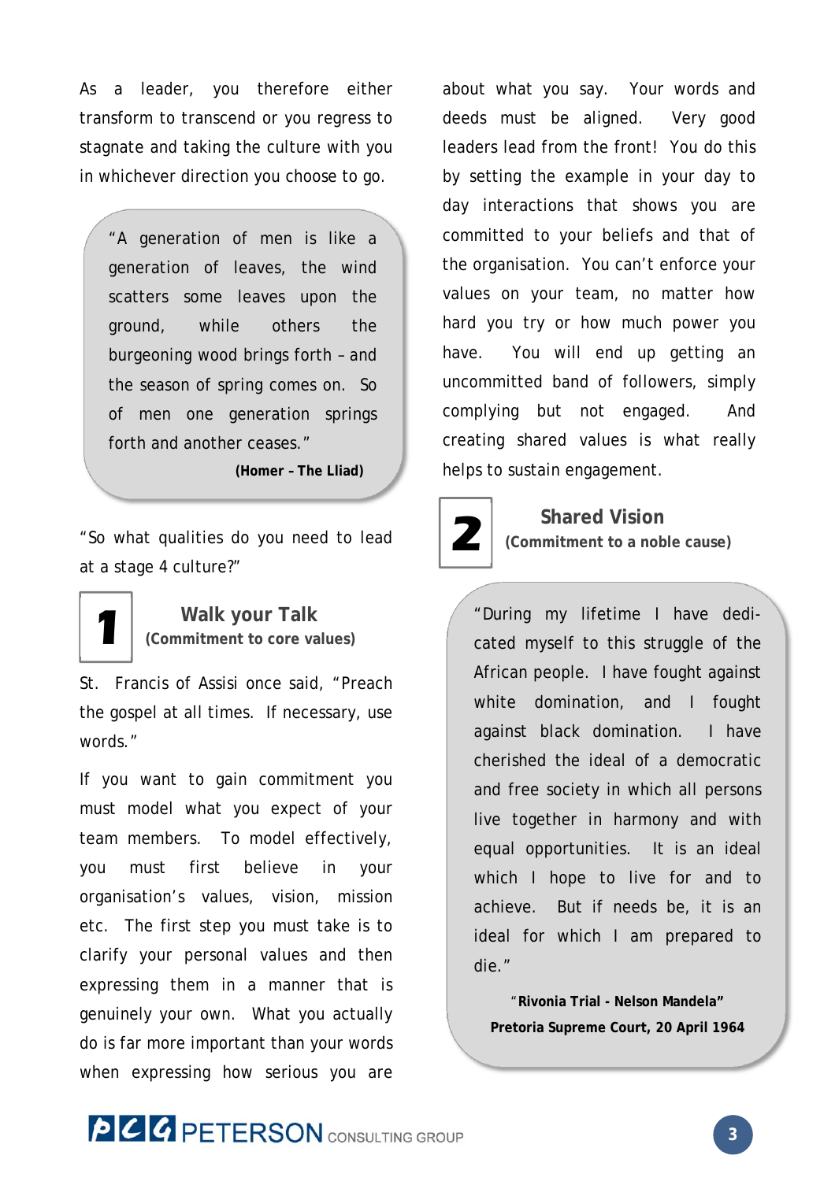As a leader, you therefore either transform to transcend or you regress to stagnate and taking the culture with you in whichever direction you choose to go.

> "A generation of men is like a generation of leaves, the wind scatters some leaves upon the ground, while others the burgeoning wood brings forth – and the season of spring comes on. So of men one generation springs forth and another ceases."
>
> **(Homer – The Lliad)**

"So what qualities do you need to lead at a stage 4 culture?"

## 1 Walk your Talk

**(Commitment to core values)**

St. Francis of Assisi once said, "Preach the gospel at all times. If necessary, use words."

If you want to gain commitment you must model what you expect of your team members. To model effectively, you must first believe in your organisation's values, vision, mission etc. The first step you must take is to clarify your personal values and then expressing them in a manner that is genuinely your own. What you actually do is far more important than your words when expressing how serious you are about what you say. Your words and deeds must be aligned. Very good leaders lead from the front! You do this by setting the example in your day to day interactions that shows you are committed to your beliefs and that of the organisation. You can't enforce your values on your team, no matter how hard you try or how much power you have. You will end up getting an uncommitted band of followers, simply complying but not engaged. And creating shared values is what really helps to sustain engagement.

## 2 Shared Vision

**(Commitment to a noble cause)**

> "During my lifetime I have dedicated myself to this struggle of the African people. I have fought against white domination, and I fought against black domination. I have cherished the ideal of a democratic and free society in which all persons live together in harmony and with equal opportunities. It is an ideal which I hope to live for and to achieve. But if needs be, it is an ideal for which I am prepared to die."
>
> "**Rivonia Trial - Nelson Mandela"**
> **Pretoria Supreme Court, 20 April 1964**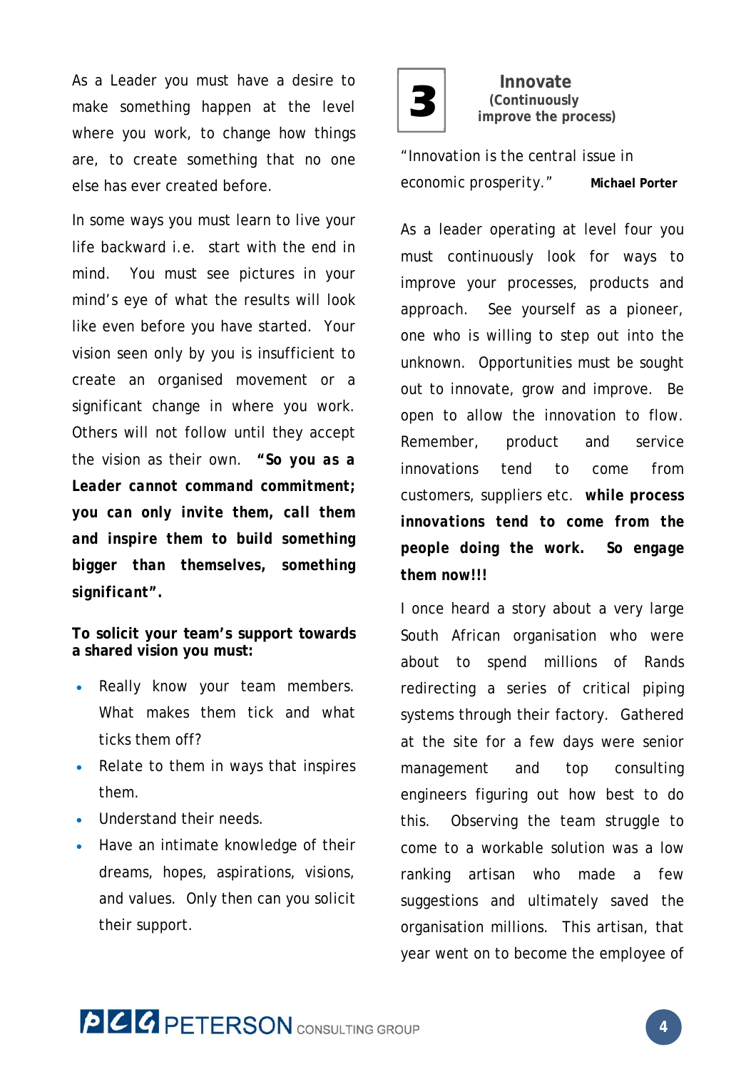As a Leader you must have a desire to make something happen at the level where you work, to change how things are, to create something that no one else has ever created before.

In some ways you must learn to live your life backward i.e. start with the end in mind. You must see pictures in your mind's eye of what the results will look like even before you have started. Your vision seen only by you is insufficient to create an organised movement or a significant change in where you work. Others will not follow until they accept the vision as their own. ***"So you as a Leader cannot command commitment; you can only invite them, call them and inspire them to build something bigger than themselves, something significant".***

**To solicit your team's support towards a shared vision you must:**

- Really know your team members. What makes them tick and what ticks them off?
- Relate to them in ways that inspires them.
- Understand their needs.
- Have an intimate knowledge of their dreams, hopes, aspirations, visions, and values. Only then can you solicit their support.

## 3 Innovate
**(Continuously improve the process)**

"Innovation is the central issue in economic prosperity." **Michael Porter**

As a leader operating at level four you must continuously look for ways to improve your processes, products and approach. See yourself as a pioneer, one who is willing to step out into the unknown. Opportunities must be sought out to innovate, grow and improve. Be open to allow the innovation to flow. Remember, product and service innovations tend to come from customers, suppliers etc. **while process innovations tend to come from the people doing the work. So engage them now!!!**

I once heard a story about a very large South African organisation who were about to spend millions of Rands redirecting a series of critical piping systems through their factory. Gathered at the site for a few days were senior management and top consulting engineers figuring out how best to do this. Observing the team struggle to come to a workable solution was a low ranking artisan who made a few suggestions and ultimately saved the organisation millions. This artisan, that year went on to become the employee of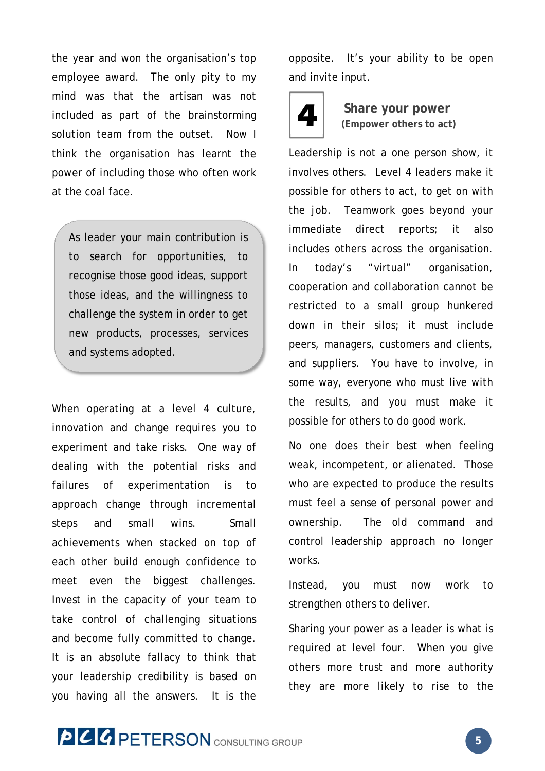the year and won the organisation's top employee award. The only pity to my mind was that the artisan was not included as part of the brainstorming solution team from the outset. Now I think the organisation has learnt the power of including those who often work at the coal face.

> As leader your main contribution is to search for opportunities, to recognise those good ideas, support those ideas, and the willingness to challenge the system in order to get new products, processes, services and systems adopted.

When operating at a level 4 culture, innovation and change requires you to experiment and take risks. One way of dealing with the potential risks and failures of experimentation is to approach change through incremental steps and small wins. Small achievements when stacked on top of each other build enough confidence to meet even the biggest challenges. Invest in the capacity of your team to take control of challenging situations and become fully committed to change. It is an absolute fallacy to think that your leadership credibility is based on you having all the answers. It is the opposite. It's your ability to be open and invite input.

## 4 Share your power

**(Empower others to act)**

Leadership is not a one person show, it involves others. Level 4 leaders make it possible for others to act, to get on with the job. Teamwork goes beyond your immediate direct reports; it also includes others across the organisation. In today's "virtual" organisation, cooperation and collaboration cannot be restricted to a small group hunkered down in their silos; it must include peers, managers, customers and clients, and suppliers. You have to involve, in some way, everyone who must live with the results, and you must make it possible for others to do good work.

No one does their best when feeling weak, incompetent, or alienated. Those who are expected to produce the results must feel a sense of personal power and ownership. The old command and control leadership approach no longer works.

Instead, you must now work to strengthen others to deliver.

Sharing your power as a leader is what is required at level four. When you give others more trust and more authority they are more likely to rise to the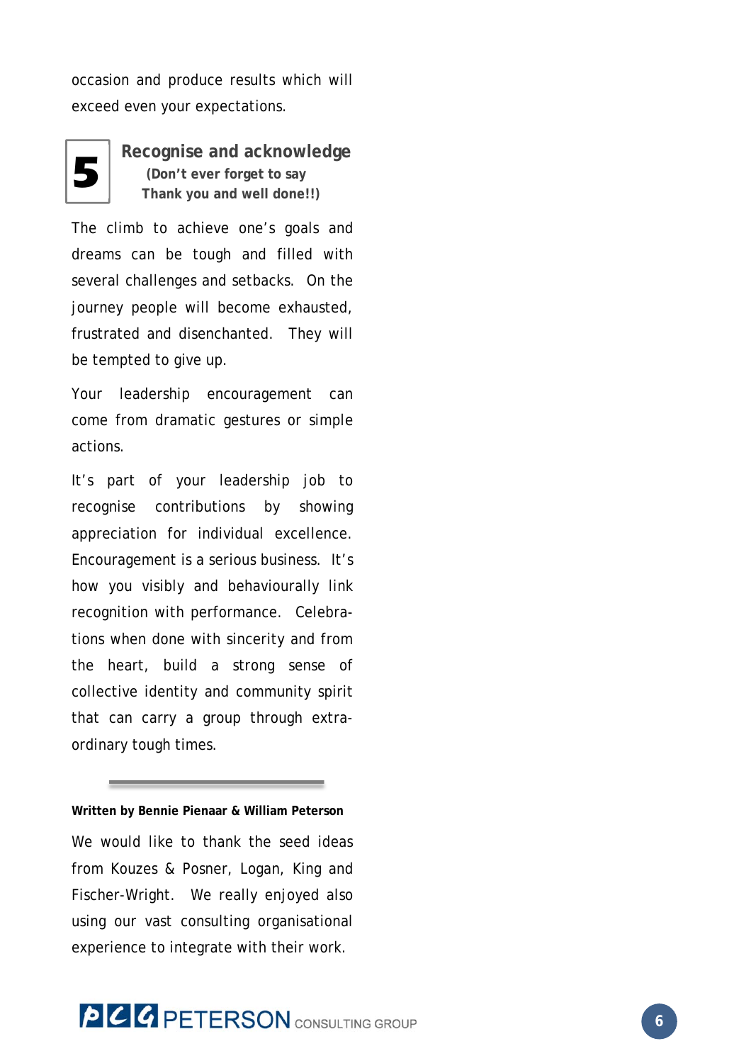occasion and produce results which will exceed even your expectations.

## 5 Recognise and acknowledge

**(Don't ever forget to say Thank you and well done!!)**

The climb to achieve one's goals and dreams can be tough and filled with several challenges and setbacks. On the journey people will become exhausted, frustrated and disenchanted. They will be tempted to give up.

Your leadership encouragement can come from dramatic gestures or simple actions.

It's part of your leadership job to recognise contributions by showing appreciation for individual excellence. Encouragement is a serious business. It's how you visibly and behaviourally link recognition with performance. Celebrations when done with sincerity and from the heart, build a strong sense of collective identity and community spirit that can carry a group through extra-ordinary tough times.

---

**Written by Bennie Pienaar & William Peterson**

We would like to thank the seed ideas from Kouzes & Posner, Logan, King and Fischer-Wright. We really enjoyed also using our vast consulting organisational experience to integrate with their work.

PCG PETERSON CONSULTING GROUP